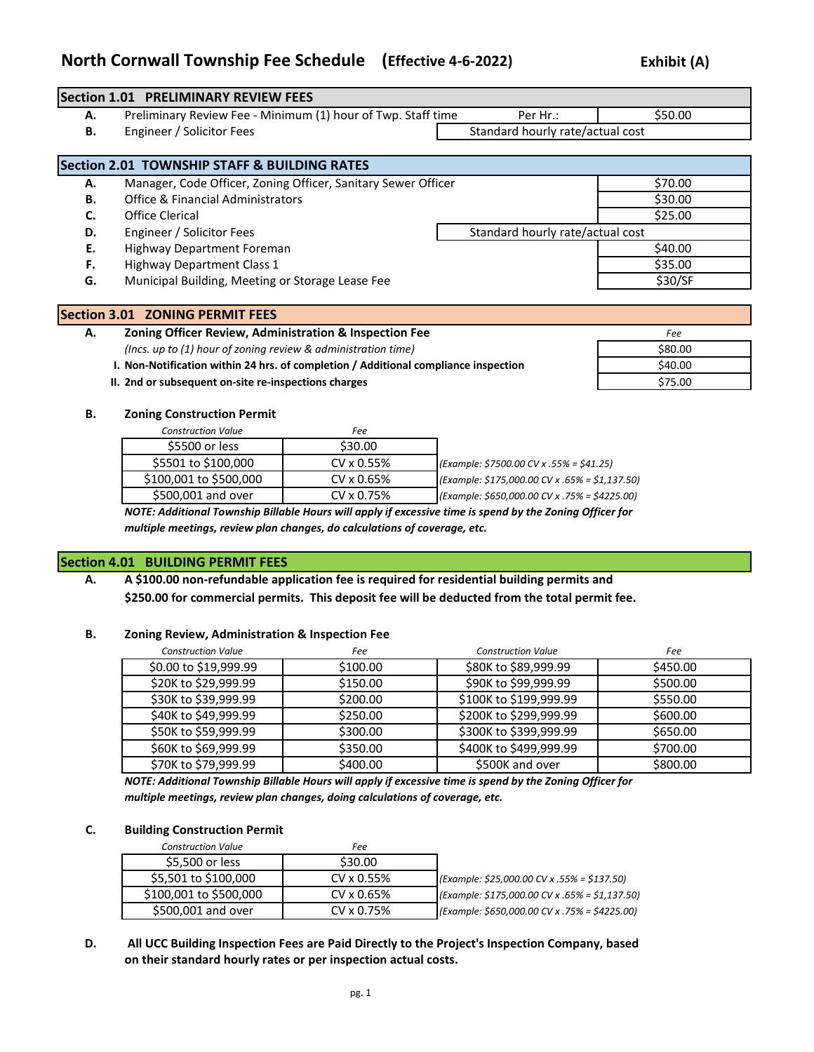# North Cornwall Township Fee Schedule (Effective 4-6-2022)

**Exhibit (A)**

## Section 1.01 PRELIMINARY REVIEW FEES

| | | | |
|---|---|---|---|
| **A.** | Preliminary Review Fee - Minimum (1) hour of Twp. Staff time | Per Hr.: | $50.00 |
| **B.** | Engineer / Solicitor Fees | Standard hourly rate/actual cost | |

## Section 2.01 TOWNSHIP STAFF & BUILDING RATES

| | | |
|---|---|---|
| **A.** | Manager, Code Officer, Zoning Officer, Sanitary Sewer Officer | $70.00 |
| **B.** | Office & Financial Administrators | $30.00 |
| **C.** | Office Clerical | $25.00 |
| **D.** | Engineer / Solicitor Fees | Standard hourly rate/actual cost |
| **E.** | Highway Department Foreman | $40.00 |
| **F.** | Highway Department Class 1 | $35.00 |
| **G.** | Municipal Building, Meeting or Storage Lease Fee | $30/SF |

## Section 3.01 ZONING PERMIT FEES

**A. Zoning Officer Review, Administration & Inspection Fee**

| | *Fee* |
|---|---|
| *(Incs. up to (1) hour of zoning review & administration time)* | $80.00 |
| **I. Non-Notification within 24 hrs. of completion / Additional compliance inspection** | $40.00 |
| **II. 2nd or subsequent on-site re-inspections charges** | $75.00 |

**B. Zoning Construction Permit**

| *Construction Value* | *Fee* | |
|---|---|---|
| $5500 or less | $30.00 | |
| $5501 to $100,000 | CV x 0.55% | *(Example: $7500.00 CV x .55% = $41.25)* |
| $100,001 to $500,000 | CV x 0.65% | *(Example: $175,000.00 CV x .65% = $1,137.50)* |
| $500,001 and over | CV x 0.75% | *(Example: $650,000.00 CV x .75% = $4225.00)* |

***NOTE: Additional Township Billable Hours will apply if excessive time is spend by the Zoning Officer for multiple meetings, review plan changes, do calculations of coverage, etc.***

## Section 4.01 BUILDING PERMIT FEES

**A.** **A $100.00 non-refundable application fee is required for residential building permits and $250.00 for commercial permits. This deposit fee will be deducted from the total permit fee.**

**B. Zoning Review, Administration & Inspection Fee**

| *Construction Value* | *Fee* | *Construction Value* | *Fee* |
|---|---|---|---|
| $0.00 to $19,999.99 | $100.00 | $80K to $89,999.99 | $450.00 |
| $20K to $29,999.99 | $150.00 | $90K to $99,999.99 | $500.00 |
| $30K to $39,999.99 | $200.00 | $100K to $199,999.99 | $550.00 |
| $40K to $49,999.99 | $250.00 | $200K to $299,999.99 | $600.00 |
| $50K to $59,999.99 | $300.00 | $300K to $399,999.99 | $650.00 |
| $60K to $69,999.99 | $350.00 | $400K to $499,999.99 | $700.00 |
| $70K to $79,999.99 | $400.00 | $500K and over | $800.00 |

***NOTE: Additional Township Billable Hours will apply if excessive time is spend by the Zoning Officer for multiple meetings, review plan changes, doing calculations of coverage, etc.***

**C. Building Construction Permit**

| *Construction Value* | *Fee* | |
|---|---|---|
| $5,500 or less | $30.00 | |
| $5,501 to $100,000 | CV x 0.55% | *(Example: $25,000.00 CV x .55% = $137.50)* |
| $100,001 to $500,000 | CV x 0.65% | *(Example: $175,000.00 CV x .65% = $1,137.50)* |
| $500,001 and over | CV x 0.75% | *(Example: $650,000.00 CV x .75% = $4225.00)* |

**D.** **All UCC Building Inspection Fees are Paid Directly to the Project's Inspection Company, based on their standard hourly rates or per inspection actual costs.**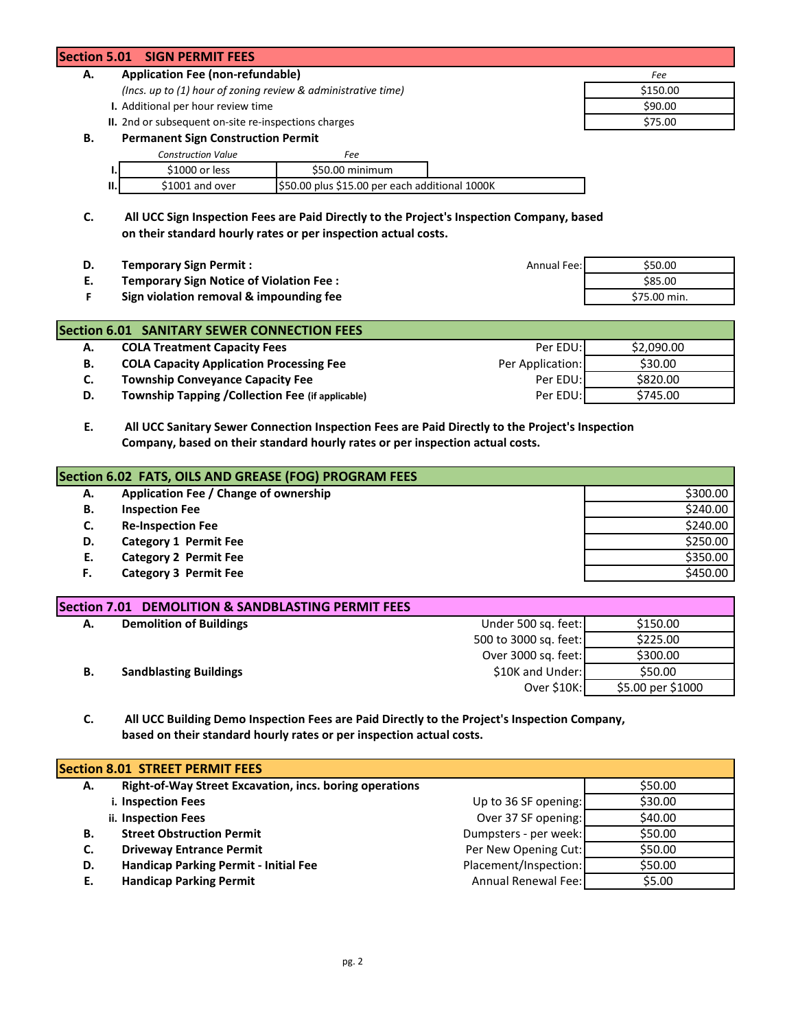## Section 5.01 SIGN PERMIT FEES

| | | Fee |
|---|---|---|
| **A.** | **Application Fee (non-refundable)** | |
| | *(Incs. up to (1) hour of zoning review & administrative time)* | $150.00 |
| I. | Additional per hour review time | $90.00 |
| II. | 2nd or subsequent on-site re-inspections charges | $75.00 |

**B. Permanent Sign Construction Permit**

| | *Construction Value* | *Fee* |
|---|---|---|
| I. | $1000 or less | $50.00 minimum |
| II. | $1001 and over | $50.00 plus $15.00 per each additional 1000K |

**C. All UCC Sign Inspection Fees are Paid Directly to the Project's Inspection Company, based on their standard hourly rates or per inspection actual costs.**

| | | | Fee |
|---|---|---|---|
| **D.** | **Temporary Sign Permit :** | Annual Fee: | $50.00 |
| **E.** | **Temporary Sign Notice of Violation Fee :** | | $85.00 |
| **F** | **Sign violation removal & impounding fee** | | $75.00 min. |

## Section 6.01 SANITARY SEWER CONNECTION FEES

| | | | Fee |
|---|---|---|---|
| **A.** | **COLA Treatment Capacity Fees** | Per EDU: | $2,090.00 |
| **B.** | **COLA Capacity Application Processing Fee** | Per Application: | $30.00 |
| **C.** | **Township Conveyance Capacity Fee** | Per EDU: | $820.00 |
| **D.** | **Township Tapping /Collection Fee** (if applicable) | Per EDU: | $745.00 |

**E. All UCC Sanitary Sewer Connection Inspection Fees are Paid Directly to the Project's Inspection Company, based on their standard hourly rates or per inspection actual costs.**

## Section 6.02 FATS, OILS AND GREASE (FOG) PROGRAM FEES

| | | Fee |
|---|---|---|
| **A.** | **Application Fee / Change of ownership** | $300.00 |
| **B.** | **Inspection Fee** | $240.00 |
| **C.** | **Re-Inspection Fee** | $240.00 |
| **D.** | **Category 1 Permit Fee** | $250.00 |
| **E.** | **Category 2 Permit Fee** | $350.00 |
| **F.** | **Category 3 Permit Fee** | $450.00 |

## Section 7.01 DEMOLITION & SANDBLASTING PERMIT FEES

| | | | Fee |
|---|---|---|---|
| **A.** | **Demolition of Buildings** | Under 500 sq. feet: | $150.00 |
| | | 500 to 3000 sq. feet: | $225.00 |
| | | Over 3000 sq. feet: | $300.00 |
| **B.** | **Sandblasting Buildings** | $10K and Under: | $50.00 |
| | | Over $10K: | $5.00 per $1000 |

**C. All UCC Building Demo Inspection Fees are Paid Directly to the Project's Inspection Company, based on their standard hourly rates or per inspection actual costs.**

## Section 8.01 STREET PERMIT FEES

| | | | Fee |
|---|---|---|---|
| **A.** | **Right-of-Way Street Excavation, incs. boring operations** | | $50.00 |
| i. | **Inspection Fees** | Up to 36 SF opening: | $30.00 |
| ii. | **Inspection Fees** | Over 37 SF opening: | $40.00 |
| **B.** | **Street Obstruction Permit** | Dumpsters - per week: | $50.00 |
| **C.** | **Driveway Entrance Permit** | Per New Opening Cut: | $50.00 |
| **D.** | **Handicap Parking Permit - Initial Fee** | Placement/Inspection: | $50.00 |
| **E.** | **Handicap Parking Permit** | Annual Renewal Fee: | $5.00 |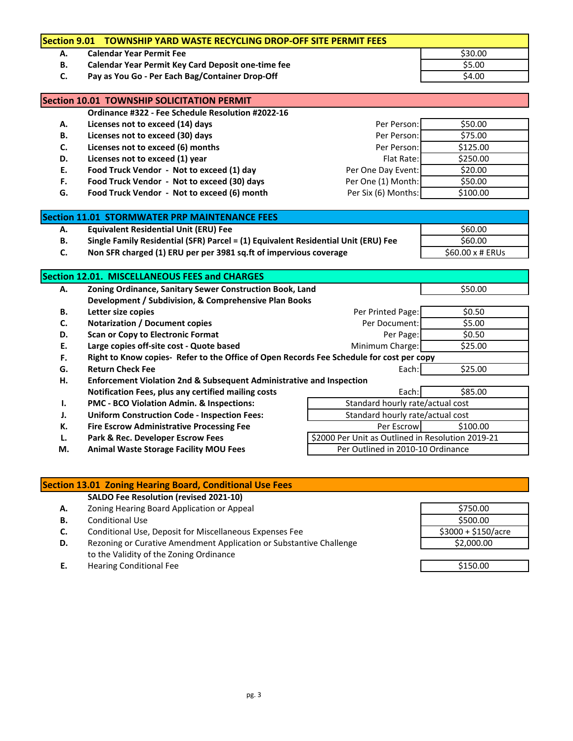## Section 9.01 TOWNSHIP YARD WASTE RECYCLING DROP-OFF SITE PERMIT FEES

| | Item | | Fee |
|---|---|---|---|
| A. | **Calendar Year Permit Fee** | | $30.00 |
| B. | **Calendar Year Permit Key Card Deposit one-time fee** | | $5.00 |
| C. | **Pay as You Go - Per Each Bag/Container Drop-Off** | | $4.00 |

## Section 10.01 TOWNSHIP SOLICITATION PERMIT

**Ordinance #322 - Fee Schedule Resolution #2022-16**

| | Item | Basis | Fee |
|---|---|---|---|
| A. | **Licenses not to exceed (14) days** | Per Person: | $50.00 |
| B. | **Licenses not to exceed (30) days** | Per Person: | $75.00 |
| C. | **Licenses not to exceed (6) months** | Per Person: | $125.00 |
| D. | **Licenses not to exceed (1) year** | Flat Rate: | $250.00 |
| E. | **Food Truck Vendor - Not to exceed (1) day** | Per One Day Event: | $20.00 |
| F. | **Food Truck Vendor - Not to exceed (30) days** | Per One (1) Month: | $50.00 |
| G. | **Food Truck Vendor - Not to exceed (6) month** | Per Six (6) Months: | $100.00 |

## Section 11.01 STORMWATER PRP MAINTENANCE FEES

| | Item | Fee |
|---|---|---|
| A. | **Equivalent Residential Unit (ERU) Fee** | $60.00 |
| B. | **Single Family Residential (SFR) Parcel = (1) Equivalent Residential Unit (ERU) Fee** | $60.00 |
| C. | **Non SFR charged (1) ERU per per 3981 sq.ft of impervious coverage** | $60.00 x # ERUs |

## Section 12.01. MISCELLANEOUS FEES and CHARGES

| | Item | Basis | Fee |
|---|---|---|---|
| A. | **Zoning Ordinance, Sanitary Sewer Construction Book, Land Development / Subdivision, & Comprehensive Plan Books** | | $50.00 |
| B. | **Letter size copies** | Per Printed Page: | $0.50 |
| C. | **Notarization / Document copies** | Per Document: | $5.00 |
| D. | **Scan or Copy to Electronic Format** | Per Page: | $0.50 |
| E. | **Large copies off-site cost - Quote based** | Minimum Charge: | $25.00 |
| F. | **Right to Know copies- Refer to the Office of Open Records Fee Schedule for cost per copy** | | |
| G. | **Return Check Fee** | Each: | $25.00 |
| H. | **Enforcement Violation 2nd & Subsequent Administrative and Inspection Notification Fees, plus any certified mailing costs** | Each: | $85.00 |
| I. | **PMC - BCO Violation Admin. & Inspections:** | Standard hourly rate/actual cost | |
| J. | **Uniform Construction Code - Inspection Fees:** | Standard hourly rate/actual cost | |
| K. | **Fire Escrow Administrative Processing Fee** | Per Escrow | $100.00 |
| L. | **Park & Rec. Developer Escrow Fees** | $2000 Per Unit as Outlined in Resolution 2019-21 | |
| M. | **Animal Waste Storage Facility MOU Fees** | Per Outlined in 2010-10 Ordinance | |

## Section 13.01 Zoning Hearing Board, Conditional Use Fees

**SALDO Fee Resolution (revised 2021-10)**

| | Item | Fee |
|---|---|---|
| A. | Zoning Hearing Board Application or Appeal | $750.00 |
| B. | Conditional Use | $500.00 |
| C. | Conditional Use, Deposit for Miscellaneous Expenses Fee | $3000 + $150/acre |
| D. | Rezoning or Curative Amendment Application or Substantive Challenge to the Validity of the Zoning Ordinance | $2,000.00 |
| E. | Hearing Conditional Fee | $150.00 |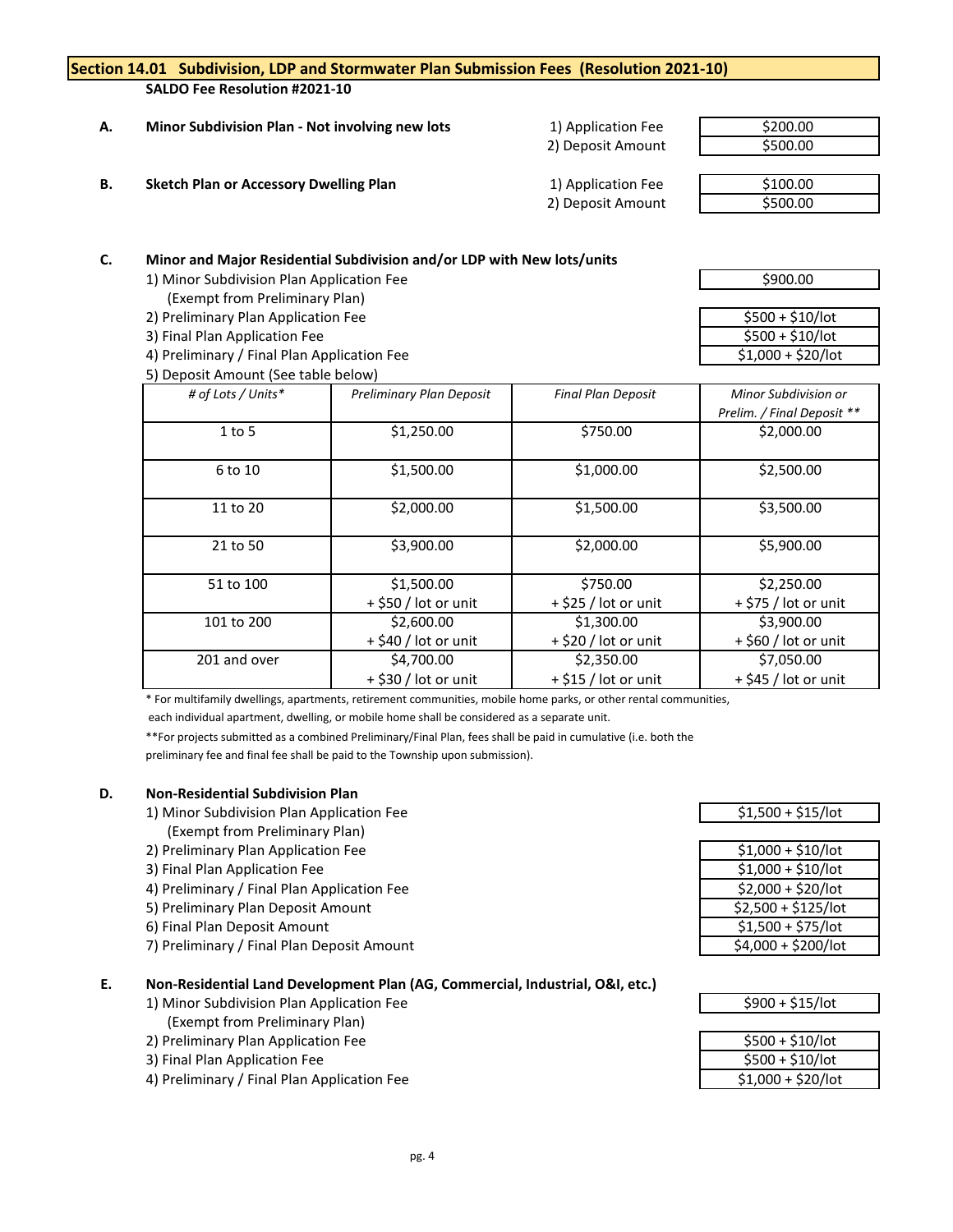## Section 14.01 Subdivision, LDP and Stormwater Plan Submission Fees (Resolution 2021-10)

**SALDO Fee Resolution #2021-10**

**A. Minor Subdivision Plan - Not involving new lots**

| | |
|---|---|
| 1) Application Fee | $200.00 |
| 2) Deposit Amount | $500.00 |

**B. Sketch Plan or Accessory Dwelling Plan**

| | |
|---|---|
| 1) Application Fee | $100.00 |
| 2) Deposit Amount | $500.00 |

**C. Minor and Major Residential Subdivision and/or LDP with New lots/units**

| | |
|---|---|
| 1) Minor Subdivision Plan Application Fee (Exempt from Preliminary Plan) | $900.00 |
| 2) Preliminary Plan Application Fee | $500 + $10/lot |
| 3) Final Plan Application Fee | $500 + $10/lot |
| 4) Preliminary / Final Plan Application Fee | $1,000 + $20/lot |

5) Deposit Amount (See table below)

| *# of Lots / Units** | *Preliminary Plan Deposit* | *Final Plan Deposit* | *Minor Subdivision or Prelim. / Final Deposit *** |
|---|---|---|---|
| 1 to 5 | $1,250.00 | $750.00 | $2,000.00 |
| 6 to 10 | $1,500.00 | $1,000.00 | $2,500.00 |
| 11 to 20 | $2,000.00 | $1,500.00 | $3,500.00 |
| 21 to 50 | $3,900.00 | $2,000.00 | $5,900.00 |
| 51 to 100 | $1,500.00 + $50 / lot or unit | $750.00 + $25 / lot or unit | $2,250.00 + $75 / lot or unit |
| 101 to 200 | $2,600.00 + $40 / lot or unit | $1,300.00 + $20 / lot or unit | $3,900.00 + $60 / lot or unit |
| 201 and over | $4,700.00 + $30 / lot or unit | $2,350.00 + $15 / lot or unit | $7,050.00 + $45 / lot or unit |

* For multifamily dwellings, apartments, retirement communities, mobile home parks, or other rental communities, each individual apartment, dwelling, or mobile home shall be considered as a separate unit.

**For projects submitted as a combined Preliminary/Final Plan, fees shall be paid in cumulative (i.e. both the preliminary fee and final fee shall be paid to the Township upon submission).

**D. Non-Residential Subdivision Plan**

| | |
|---|---|
| 1) Minor Subdivision Plan Application Fee (Exempt from Preliminary Plan) | $1,500 + $15/lot |
| 2) Preliminary Plan Application Fee | $1,000 + $10/lot |
| 3) Final Plan Application Fee | $1,000 + $10/lot |
| 4) Preliminary / Final Plan Application Fee | $2,000 + $20/lot |
| 5) Preliminary Plan Deposit Amount | $2,500 + $125/lot |
| 6) Final Plan Deposit Amount | $1,500 + $75/lot |
| 7) Preliminary / Final Plan Deposit Amount | $4,000 + $200/lot |

**E. Non-Residential Land Development Plan (AG, Commercial, Industrial, O&I, etc.)**

| | |
|---|---|
| 1) Minor Subdivision Plan Application Fee (Exempt from Preliminary Plan) | $900 + $15/lot |
| 2) Preliminary Plan Application Fee | $500 + $10/lot |
| 3) Final Plan Application Fee | $500 + $10/lot |
| 4) Preliminary / Final Plan Application Fee | $1,000 + $20/lot |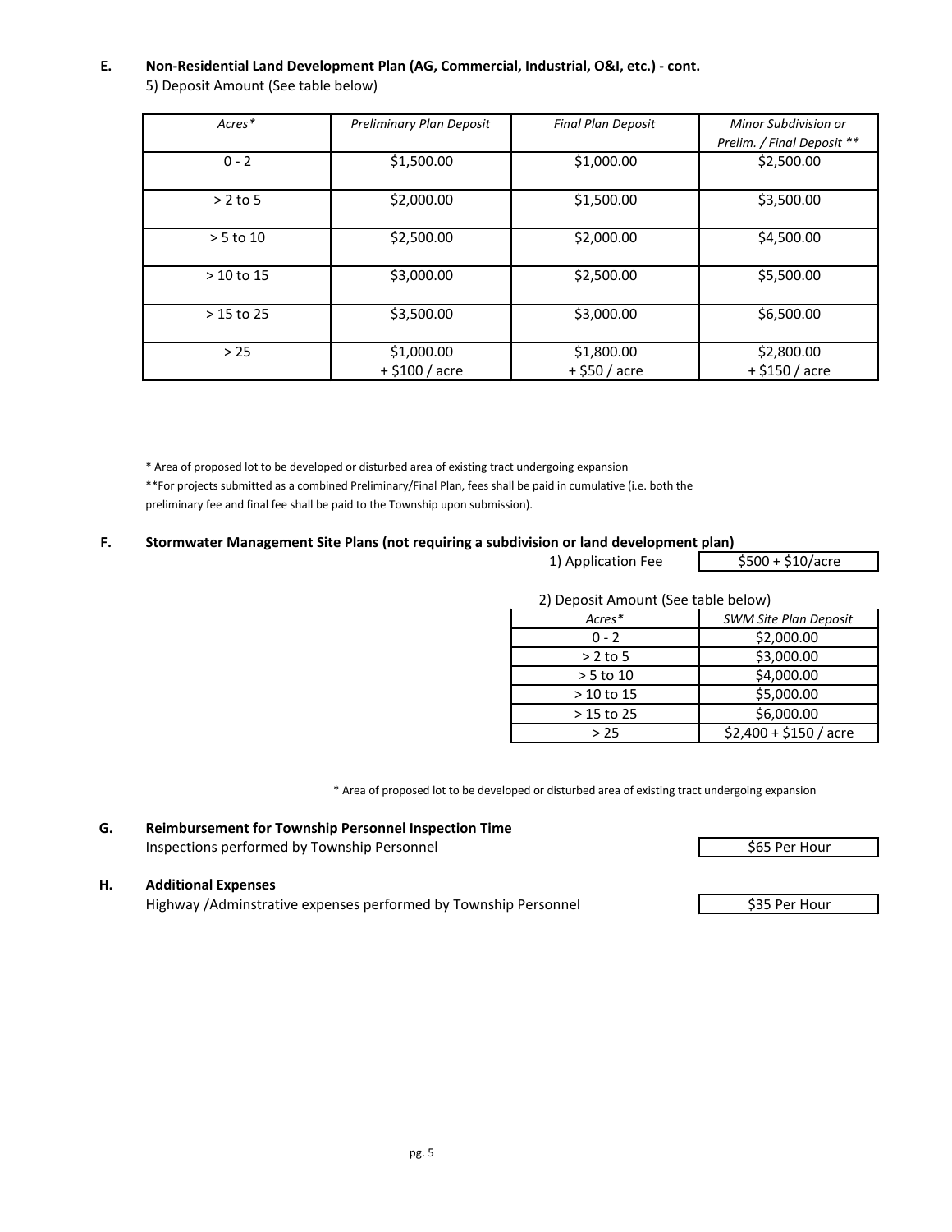**E. Non-Residential Land Development Plan (AG, Commercial, Industrial, O&I, etc.) - cont.**

5) Deposit Amount (See table below)

| *Acres** | *Preliminary Plan Deposit* | *Final Plan Deposit* | *Minor Subdivision or Prelim. / Final Deposit *** |
|---|---|---|---|
| 0 - 2 | $1,500.00 | $1,000.00 | $2,500.00 |
| > 2 to 5 | $2,000.00 | $1,500.00 | $3,500.00 |
| > 5 to 10 | $2,500.00 | $2,000.00 | $4,500.00 |
| > 10 to 15 | $3,000.00 | $2,500.00 | $5,500.00 |
| > 15 to 25 | $3,500.00 | $3,000.00 | $6,500.00 |
| > 25 | $1,000.00 + $100 / acre | $1,800.00 + $50 / acre | $2,800.00 + $150 / acre |

* Area of proposed lot to be developed or disturbed area of existing tract undergoing expansion

**For projects submitted as a combined Preliminary/Final Plan, fees shall be paid in cumulative (i.e. both the preliminary fee and final fee shall be paid to the Township upon submission).

**F. Stormwater Management Site Plans (not requiring a subdivision or land development plan)**

1) Application Fee: $500 + $10/acre

2) Deposit Amount (See table below)

| *Acres** | *SWM Site Plan Deposit* |
|---|---|
| 0 - 2 | $2,000.00 |
| > 2 to 5 | $3,000.00 |
| > 5 to 10 | $4,000.00 |
| > 10 to 15 | $5,000.00 |
| > 15 to 25 | $6,000.00 |
| > 25 | $2,400 + $150 / acre |

* Area of proposed lot to be developed or disturbed area of existing tract undergoing expansion

**G. Reimbursement for Township Personnel Inspection Time**

Inspections performed by Township Personnel: $65 Per Hour

**H. Additional Expenses**

Highway /Adminstrative expenses performed by Township Personnel: $35 Per Hour